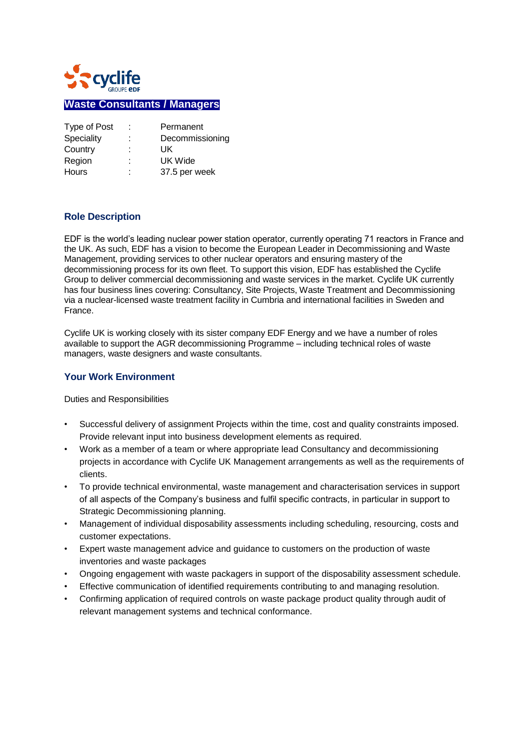# Waste Consultants / Managers

| Type of Post | : | Permanent |
|---|---|---|
| Speciality | : | Decommissioning |
| Country | : | UK |
| Region | : | UK Wide |
| Hours | : | 37.5 per week |

## Role Description

EDF is the world's leading nuclear power station operator, currently operating 71 reactors in France and the UK. As such, EDF has a vision to become the European Leader in Decommissioning and Waste Management, providing services to other nuclear operators and ensuring mastery of the decommissioning process for its own fleet. To support this vision, EDF has established the Cyclife Group to deliver commercial decommissioning and waste services in the market. Cyclife UK currently has four business lines covering: Consultancy, Site Projects, Waste Treatment and Decommissioning via a nuclear-licensed waste treatment facility in Cumbria and international facilities in Sweden and France.

Cyclife UK is working closely with its sister company EDF Energy and we have a number of roles available to support the AGR decommissioning Programme – including technical roles of waste managers, waste designers and waste consultants.

## Your Work Environment

Duties and Responsibilities

- Successful delivery of assignment Projects within the time, cost and quality constraints imposed. Provide relevant input into business development elements as required.
- Work as a member of a team or where appropriate lead Consultancy and decommissioning projects in accordance with Cyclife UK Management arrangements as well as the requirements of clients.
- To provide technical environmental, waste management and characterisation services in support of all aspects of the Company's business and fulfil specific contracts, in particular in support to Strategic Decommissioning planning.
- Management of individual disposability assessments including scheduling, resourcing, costs and customer expectations.
- Expert waste management advice and guidance to customers on the production of waste inventories and waste packages
- Ongoing engagement with waste packagers in support of the disposability assessment schedule.
- Effective communication of identified requirements contributing to and managing resolution.
- Confirming application of required controls on waste package product quality through audit of relevant management systems and technical conformance.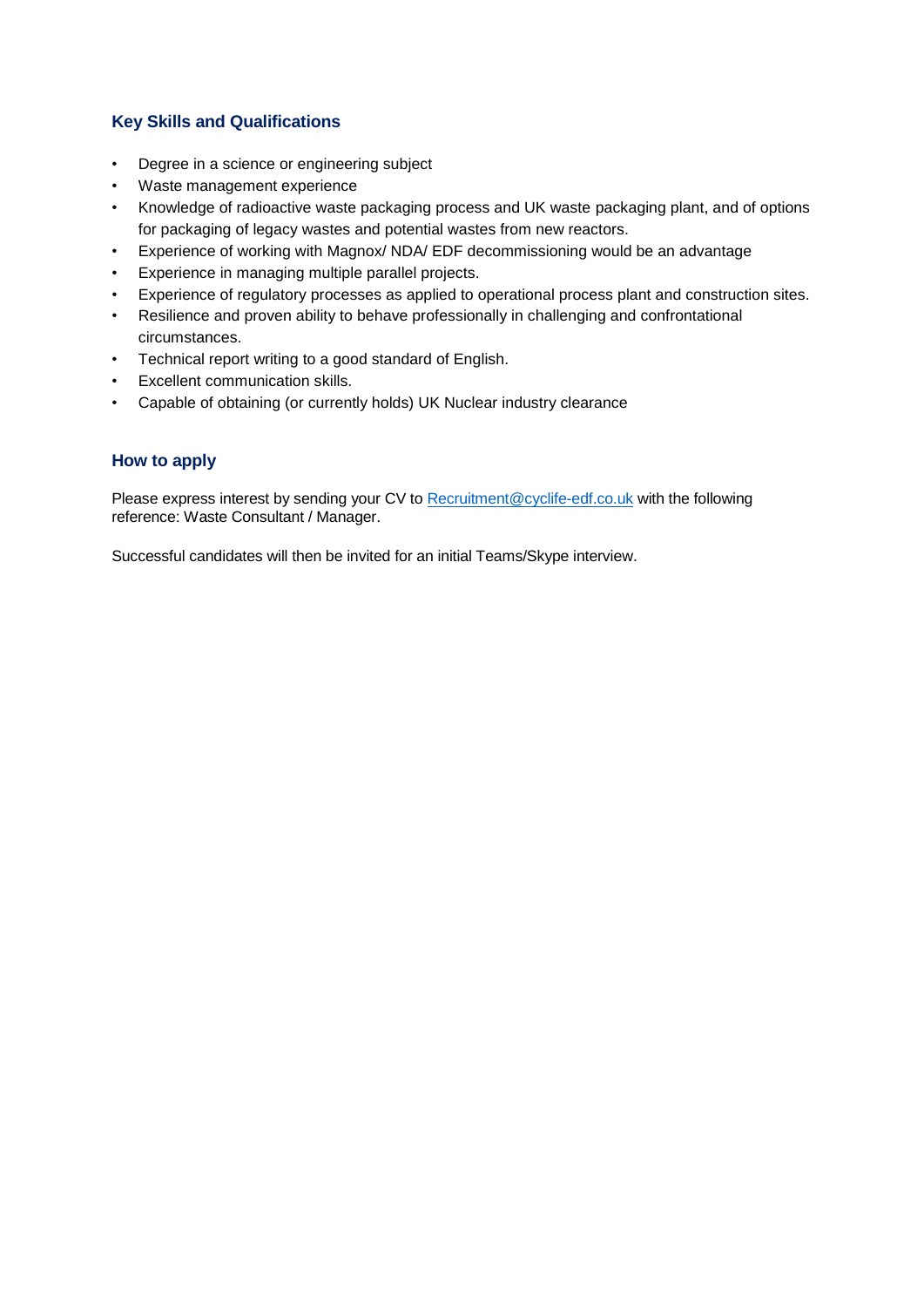## Key Skills and Qualifications

- Degree in a science or engineering subject
- Waste management experience
- Knowledge of radioactive waste packaging process and UK waste packaging plant, and of options for packaging of legacy wastes and potential wastes from new reactors.
- Experience of working with Magnox/ NDA/ EDF decommissioning would be an advantage
- Experience in managing multiple parallel projects.
- Experience of regulatory processes as applied to operational process plant and construction sites.
- Resilience and proven ability to behave professionally in challenging and confrontational circumstances.
- Technical report writing to a good standard of English.
- Excellent communication skills.
- Capable of obtaining (or currently holds) UK Nuclear industry clearance

## How to apply

Please express interest by sending your CV to [Recruitment@cyclife-edf.co.uk](mailto:Recruitment@cyclife-edf.co.uk) with the following reference: Waste Consultant / Manager.

Successful candidates will then be invited for an initial Teams/Skype interview.